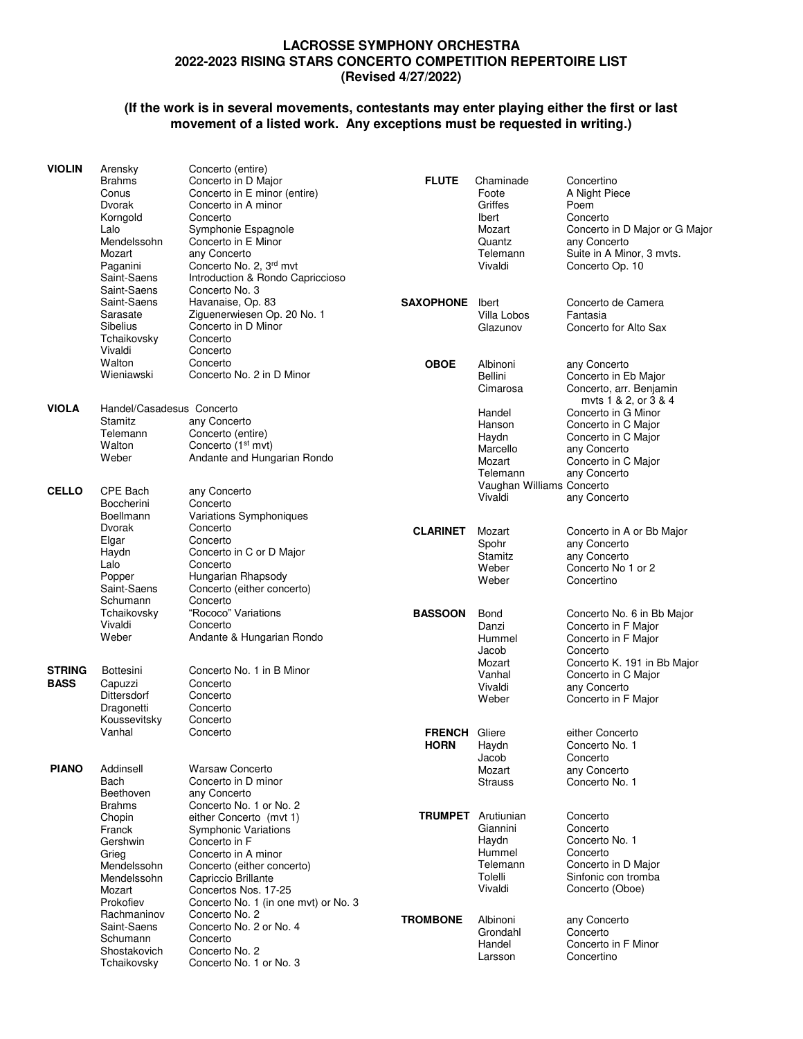# LACROSSE SYMPHONY ORCHESTRA
## 2022-2023 RISING STARS CONCERTO COMPETITION REPERTOIRE LIST
**(Revised 4/27/2022)**

**(If the work is in several movements, contestants may enter playing either the first or last movement of a listed work. Any exceptions must be requested in writing.)**

| Instrument | Composer | Work |
| --- | --- | --- |
| **VIOLIN** | Arensky | Concerto (entire) |
| | Brahms | Concerto in D Major |
| | Conus | Concerto in E minor (entire) |
| | Dvorak | Concerto in A minor |
| | Korngold | Concerto |
| | Lalo | Symphonie Espagnole |
| | Mendelssohn | Concerto in E Minor |
| | Mozart | any Concerto |
| | Paganini | Concerto No. 2, 3rd mvt |
| | Saint-Saens | Introduction & Rondo Capriccioso |
| | Saint-Saens | Concerto No. 3 |
| | Saint-Saens | Havanaise, Op. 83 |
| | Sarasate | Ziguenerwiesen Op. 20 No. 1 |
| | Sibelius | Concerto in D Minor |
| | Tchaikovsky | Concerto |
| | Vivaldi | Concerto |
| | Walton | Concerto |
| | Wieniawski | Concerto No. 2 in D Minor |
| **VIOLA** | Handel/Casadesus | Concerto |
| | Stamitz | any Concerto |
| | Telemann | Concerto (entire) |
| | Walton | Concerto (1st mvt) |
| | Weber | Andante and Hungarian Rondo |
| **CELLO** | CPE Bach | any Concerto |
| | Boccherini | Concerto |
| | Boellmann | Variations Symphoniques |
| | Dvorak | Concerto |
| | Elgar | Concerto |
| | Haydn | Concerto in C or D Major |
| | Lalo | Concerto |
| | Popper | Hungarian Rhapsody |
| | Saint-Saens | Concerto (either concerto) |
| | Schumann | Concerto |
| | Tchaikovsky | "Rococo" Variations |
| | Vivaldi | Concerto |
| | Weber | Andante & Hungarian Rondo |
| **STRING BASS** | Bottesini | Concerto No. 1 in B Minor |
| | Capuzzi | Concerto |
| | Dittersdorf | Concerto |
| | Dragonetti | Concerto |
| | Koussevitsky | Concerto |
| | Vanhal | Concerto |
| **PIANO** | Addinsell | Warsaw Concerto |
| | Bach | Concerto in D minor |
| | Beethoven | any Concerto |
| | Brahms | Concerto No. 1 or No. 2 |
| | Chopin | either Concerto (mvt 1) |
| | Franck | Symphonic Variations |
| | Gershwin | Concerto in F |
| | Grieg | Concerto in A minor |
| | Mendelssohn | Concerto (either concerto) |
| | Mendelssohn | Capriccio Brillante |
| | Mozart | Concertos Nos. 17-25 |
| | Prokofiev | Concerto No. 1 (in one mvt) or No. 3 |
| | Rachmaninov | Concerto No. 2 |
| | Saint-Saens | Concerto No. 2 or No. 4 |
| | Schumann | Concerto |
| | Shostakovich | Concerto No. 2 |
| | Tchaikovsky | Concerto No. 1 or No. 3 |
| **FLUTE** | Chaminade | Concertino |
| | Foote | A Night Piece |
| | Griffes | Poem |
| | Ibert | Concerto |
| | Mozart | Concerto in D Major or G Major |
| | Quantz | any Concerto |
| | Telemann | Suite in A Minor, 3 mvts. |
| | Vivaldi | Concerto Op. 10 |
| **SAXOPHONE** | Ibert | Concerto de Camera |
| | Villa Lobos | Fantasia |
| | Glazunov | Concerto for Alto Sax |
| **OBOE** | Albinoni | any Concerto |
| | Bellini | Concerto in Eb Major |
| | Cimarosa | Concerto, arr. Benjamin mvts 1 & 2, or 3 & 4 |
| | Handel | Concerto in G Minor |
| | Hanson | Concerto in C Major |
| | Haydn | Concerto in C Major |
| | Marcello | any Concerto |
| | Mozart | Concerto in C Major |
| | Telemann | any Concerto |
| | Vaughan Williams | Concerto |
| | Vivaldi | any Concerto |
| **CLARINET** | Mozart | Concerto in A or Bb Major |
| | Spohr | any Concerto |
| | Stamitz | any Concerto |
| | Weber | Concerto No 1 or 2 |
| | Weber | Concertino |
| **BASSOON** | Bond | Concerto No. 6 in Bb Major |
| | Danzi | Concerto in F Major |
| | Hummel | Concerto in F Major |
| | Jacob | Concerto |
| | Mozart | Concerto K. 191 in Bb Major |
| | Vanhal | Concerto in C Major |
| | Vivaldi | any Concerto |
| | Weber | Concerto in F Major |
| **FRENCH HORN** | Gliere | either Concerto |
| | Haydn | Concerto No. 1 |
| | Jacob | Concerto |
| | Mozart | any Concerto |
| | Strauss | Concerto No. 1 |
| **TRUMPET** | Arutiunian | Concerto |
| | Giannini | Concerto |
| | Haydn | Concerto No. 1 |
| | Hummel | Concerto |
| | Telemann | Concerto in D Major |
| | Tolelli | Sinfonic con tromba |
| | Vivaldi | Concerto (Oboe) |
| **TROMBONE** | Albinoni | any Concerto |
| | Grondahl | Concerto |
| | Handel | Concerto in F Minor |
| | Larsson | Concertino |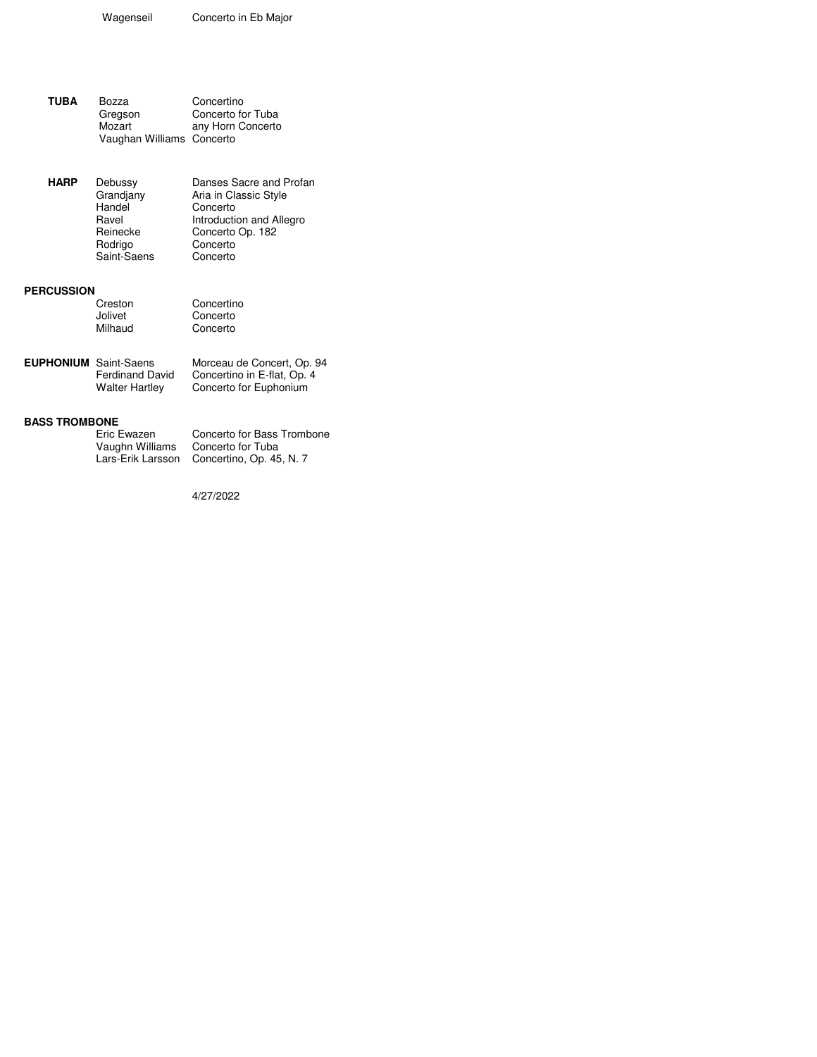| | | |
|---|---|---|
| | Wagenseil | Concerto in Eb Major |
| **TUBA** | Bozza | Concertino |
| | Gregson | Concerto for Tuba |
| | Mozart | any Horn Concerto |
| | Vaughan Williams | Concerto |
| **HARP** | Debussy | Danses Sacre and Profan |
| | Grandjany | Aria in Classic Style |
| | Handel | Concerto |
| | Ravel | Introduction and Allegro |
| | Reinecke | Concerto Op. 182 |
| | Rodrigo | Concerto |
| | Saint-Saens | Concerto |
| **PERCUSSION** | | |
| | Creston | Concertino |
| | Jolivet | Concerto |
| | Milhaud | Concerto |
| **EUPHONIUM** | Saint-Saens | Morceau de Concert, Op. 94 |
| | Ferdinand David | Concertino in E-flat, Op. 4 |
| | Walter Hartley | Concerto for Euphonium |
| **BASS TROMBONE** | | |
| | Eric Ewazen | Concerto for Bass Trombone |
| | Vaughn Williams | Concerto for Tuba |
| | Lars-Erik Larsson | Concertino, Op. 45, N. 7 |

4/27/2022